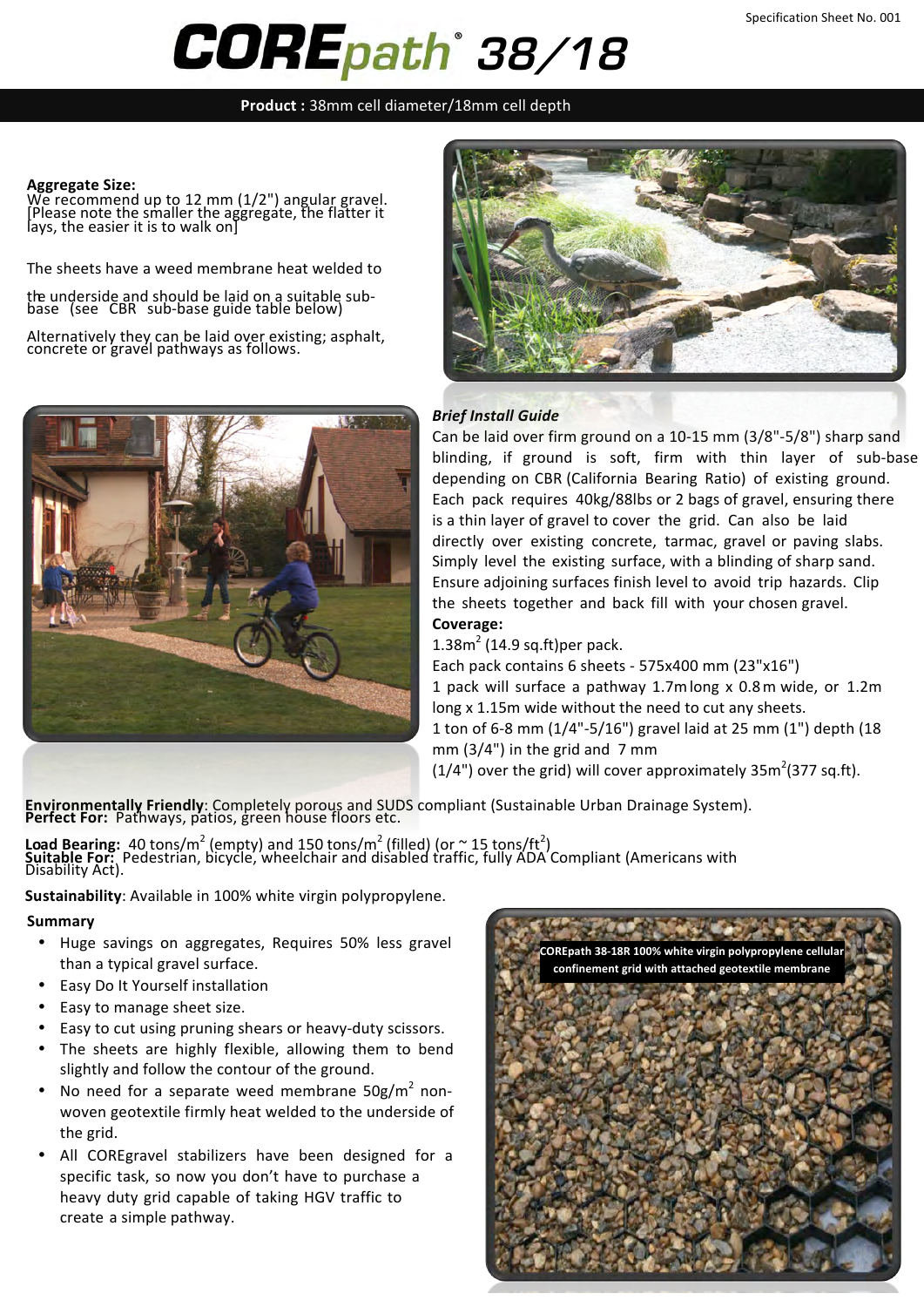# COREpath® 38/18

**Product :** 38mm cell diameter/18mm cell depth

**Aggregate Size:**
We recommend up to 12 mm (1/2") angular gravel. [Please note the smaller the aggregate, the flatter it lays, the easier it is to walk on]

The sheets have a weed membrane heat welded to the underside and should be laid on a suitable sub-base (see CBR sub-base guide table below)

Alternatively they can be laid over existing; asphalt, concrete or gravel pathways as follows.

***Brief Install Guide***

Can be laid over firm ground on a 10-15 mm (3/8"-5/8") sharp sand blinding, if ground is soft, firm with thin layer of sub-base depending on CBR (California Bearing Ratio) of existing ground. Each pack requires 40kg/88lbs or 2 bags of gravel, ensuring there is a thin layer of gravel to cover the grid. Can also be laid directly over existing concrete, tarmac, gravel or paving slabs. Simply level the existing surface, with a blinding of sharp sand. Ensure adjoining surfaces finish level to avoid trip hazards. Clip the sheets together and back fill with your chosen gravel.

**Coverage:**

1.38m$^2$ (14.9 sq.ft)per pack.

Each pack contains 6 sheets - 575x400 mm (23"x16")

1 pack will surface a pathway 1.7m long x 0.8m wide, or 1.2m long x 1.15m wide without the need to cut any sheets.

1 ton of 6-8 mm (1/4"-5/16") gravel laid at 25 mm (1") depth (18 mm (3/4") in the grid and 7 mm (1/4") over the grid) will cover approximately 35m$^2$(377 sq.ft).

**Environmentally Friendly**: Completely porous and SUDS compliant (Sustainable Urban Drainage System).
**Perfect For:** Pathways, patios, green house floors etc.

**Load Bearing:** 40 tons/m$^2$ (empty) and 150 tons/m$^2$ (filled) (or ~ 15 tons/ft$^2$)
**Suitable For:** Pedestrian, bicycle, wheelchair and disabled traffic, fully ADA Compliant (Americans with Disability Act).

**Sustainability**: Available in 100% white virgin polypropylene.

**Summary**

- Huge savings on aggregates, Requires 50% less gravel than a typical gravel surface.
- Easy Do It Yourself installation
- Easy to manage sheet size.
- Easy to cut using pruning shears or heavy-duty scissors.
- The sheets are highly flexible, allowing them to bend slightly and follow the contour of the ground.
- No need for a separate weed membrane 50g/m$^2$ non-woven geotextile firmly heat welded to the underside of the grid.
- All COREgravel stabilizers have been designed for a specific task, so now you don't have to purchase a heavy duty grid capable of taking HGV traffic to create a simple pathway.

COREpath 38-18R 100% white virgin polypropylene cellular confinement grid with attached geotextile membrane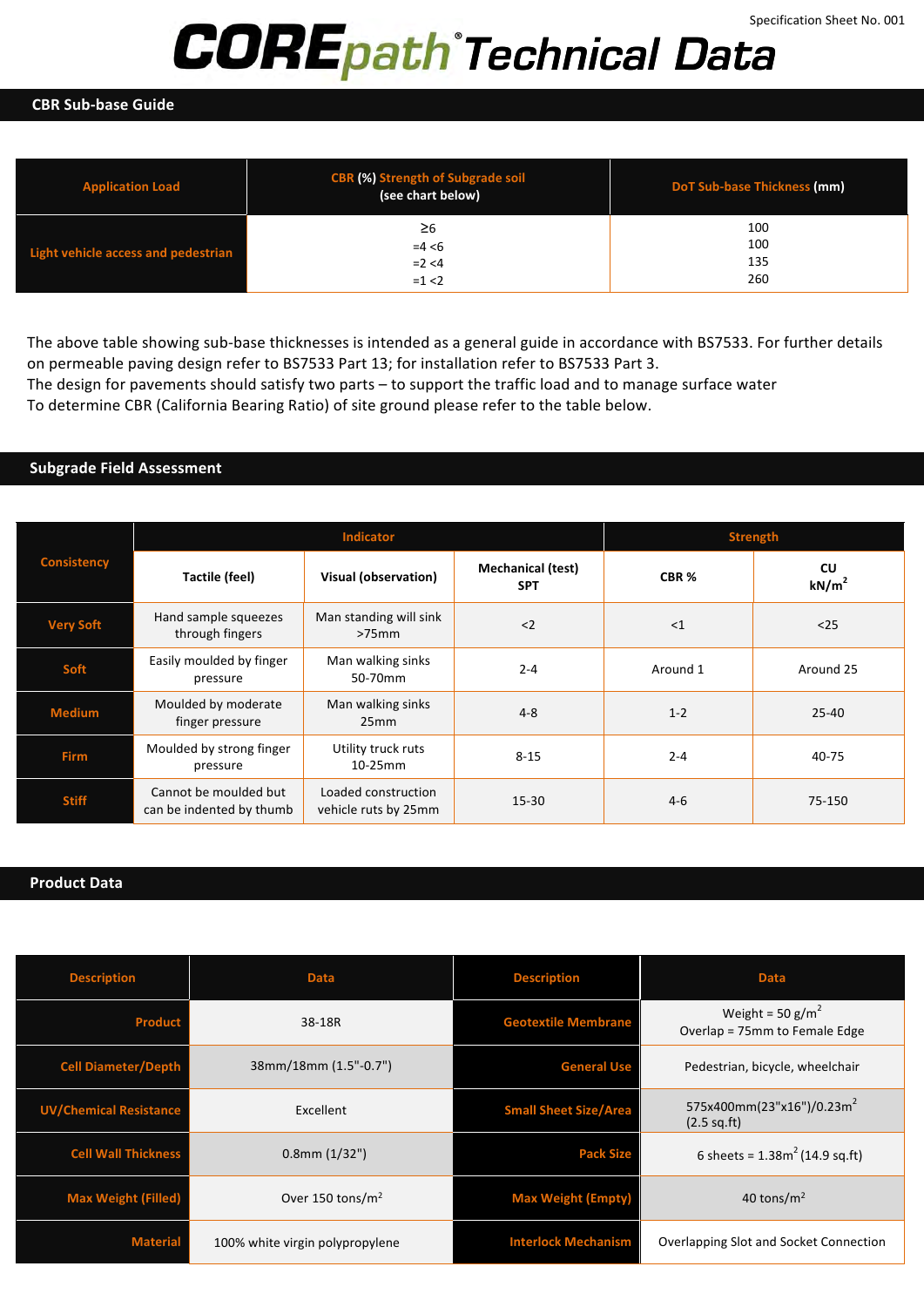Specification Sheet No. 001

# COREpath® Technical Data

## CBR Sub-base Guide

| Application Load | CBR (%) Strength of Subgrade soil (see chart below) | DoT Sub-base Thickness (mm) |
|---|---|---|
| Light vehicle access and pedestrian | ≥6<br>=4 <6<br>=2 <4<br>=1 <2 | 100<br>100<br>135<br>260 |

The above table showing sub-base thicknesses is intended as a general guide in accordance with BS7533. For further details on permeable paving design refer to BS7533 Part 13; for installation refer to BS7533 Part 3.
The design for pavements should satisfy two parts – to support the traffic load and to manage surface water
To determine CBR (California Bearing Ratio) of site ground please refer to the table below.

## Subgrade Field Assessment

| Consistency | Indicator | | | Strength | |
|---|---|---|---|---|---|
| | Tactile (feel) | Visual (observation) | Mechanical (test) SPT | CBR % | CU kN/m$^2$ |
| Very Soft | Hand sample squeezes through fingers | Man standing will sink >75mm | <2 | <1 | <25 |
| Soft | Easily moulded by finger pressure | Man walking sinks 50-70mm | 2-4 | Around 1 | Around 25 |
| Medium | Moulded by moderate finger pressure | Man walking sinks 25mm | 4-8 | 1-2 | 25-40 |
| Firm | Moulded by strong finger pressure | Utility truck ruts 10-25mm | 8-15 | 2-4 | 40-75 |
| Stiff | Cannot be moulded but can be indented by thumb | Loaded construction vehicle ruts by 25mm | 15-30 | 4-6 | 75-150 |

## Product Data

| Description | Data | Description | Data |
|---|---|---|---|
| Product | 38-18R | Geotextile Membrane | Weight = 50 g/m$^2$<br>Overlap = 75mm to Female Edge |
| Cell Diameter/Depth | 38mm/18mm (1.5"-0.7") | General Use | Pedestrian, bicycle, wheelchair |
| UV/Chemical Resistance | Excellent | Small Sheet Size/Area | 575x400mm(23"x16")/0.23m$^2$ (2.5 sq.ft) |
| Cell Wall Thickness | 0.8mm (1/32") | Pack Size | 6 sheets = 1.38m$^2$ (14.9 sq.ft) |
| Max Weight (Filled) | Over 150 tons/m$^2$ | Max Weight (Empty) | 40 tons/m$^2$ |
| Material | 100% white virgin polypropylene | Interlock Mechanism | Overlapping Slot and Socket Connection |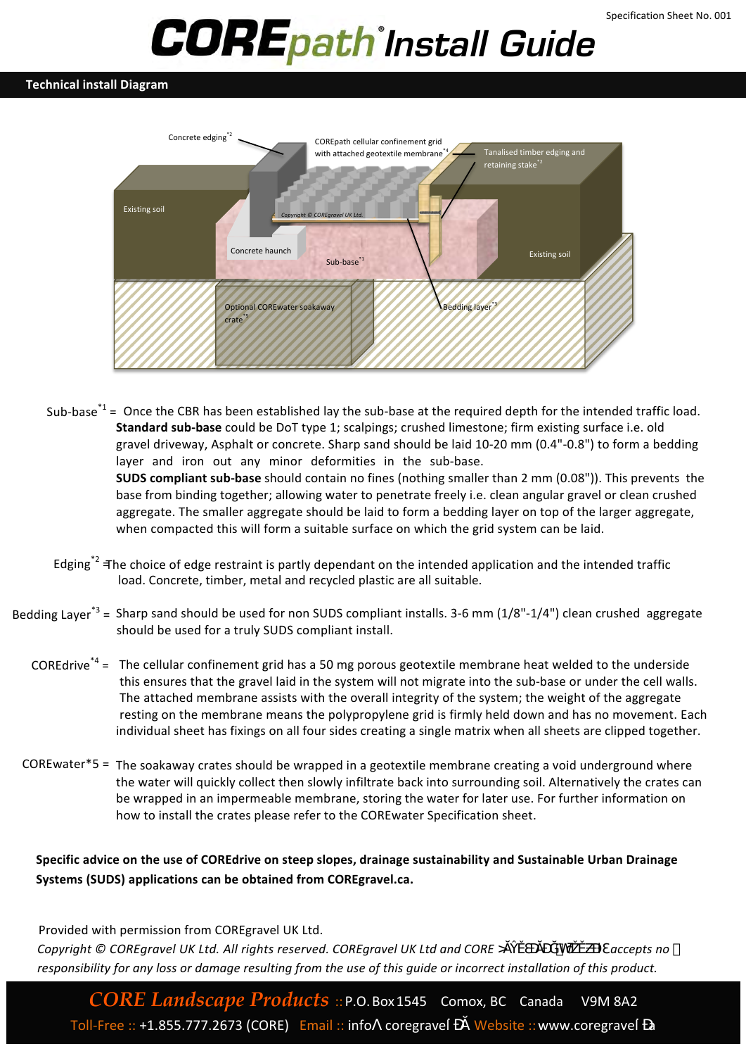# COREpath® Install Guide

Specification Sheet No. 001

## Technical install Diagram

Concrete edging*2

COREpath cellular confinement grid with attached geotextile membrane*4

Tanalised timber edging and retaining stake*2

Existing soil

Copyright © COREgravel UK Ltd.

Concrete haunch

Sub-base*1

Existing soil

Optional COREwater soakaway crate*5

Bedding layer*3

Sub-base*1 = Once the CBR has been established lay the sub-base at the required depth for the intended traffic load. **Standard sub-base** could be DoT type 1; scalpings; crushed limestone; firm existing surface i.e. old gravel driveway, Asphalt or concrete. Sharp sand should be laid 10-20 mm (0.4"-0.8") to form a bedding layer and iron out any minor deformities in the sub-base. **SUDS compliant sub-base** should contain no fines (nothing smaller than 2 mm (0.08")). This prevents the base from binding together; allowing water to penetrate freely i.e. clean angular gravel or clean crushed aggregate. The smaller aggregate should be laid to form a bedding layer on top of the larger aggregate, when compacted this will form a suitable surface on which the grid system can be laid.

Edging*2 = The choice of edge restraint is partly dependant on the intended application and the intended traffic load. Concrete, timber, metal and recycled plastic are all suitable.

Bedding Layer*3 = Sharp sand should be used for non SUDS compliant installs. 3-6 mm (1/8"-1/4") clean crushed aggregate should be used for a truly SUDS compliant install.

COREdrive*4 = The cellular confinement grid has a 50 mg porous geotextile membrane heat welded to the underside this ensures that the gravel laid in the system will not migrate into the sub-base or under the cell walls. The attached membrane assists with the overall integrity of the system; the weight of the aggregate resting on the membrane means the polypropylene grid is firmly held down and has no movement. Each individual sheet has fixings on all four sides creating a single matrix when all sheets are clipped together.

COREwater*5 = The soakaway crates should be wrapped in a geotextile membrane creating a void underground where the water will quickly collect then slowly infiltrate back into surrounding soil. Alternatively the crates can be wrapped in an impermeable membrane, storing the water for later use. For further information on how to install the crates please refer to the COREwater Specification sheet.

**Specific advice on the use of COREdrive on steep slopes, drainage sustainability and Sustainable Urban Drainage Systems (SUDS) applications can be obtained from COREgravel.ca.**

Provided with permission from COREgravel UK Ltd.

*Copyright © COREgravel UK Ltd. All rights reserved. COREgravel UK Ltd and CORE Landscape Products accepts no responsibility for any loss or damage resulting from the use of this guide or incorrect installation of this product.*

**CORE Landscape Products** :: P.O. Box 1545 Comox, BC Canada V9M 8A2

Toll-Free :: +1.855.777.2673 (CORE) Email :: info@coregravel.ca Website :: www.coregravel.ca